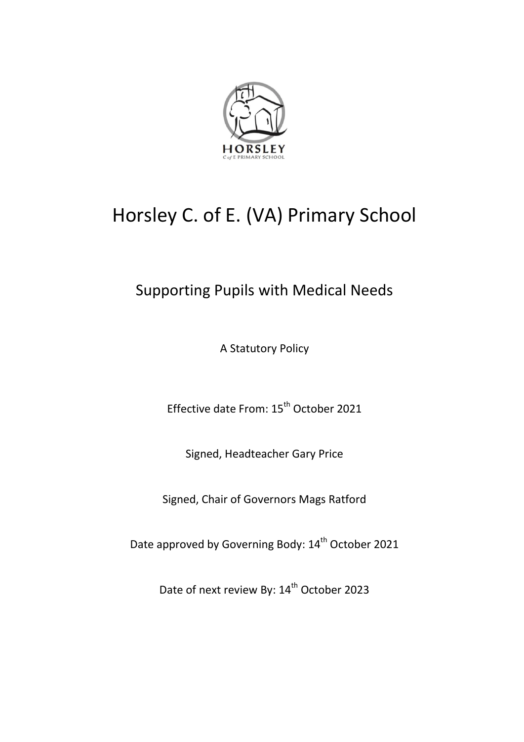# Horsley C. of E. (VA) Primary School

## Supporting Pupils with Medical Needs

A Statutory Policy

Effective date From: 15th October 2021

Signed, Headteacher Gary Price

Signed, Chair of Governors Mags Ratford

Date approved by Governing Body: 14th October 2021

Date of next review By: 14th October 2023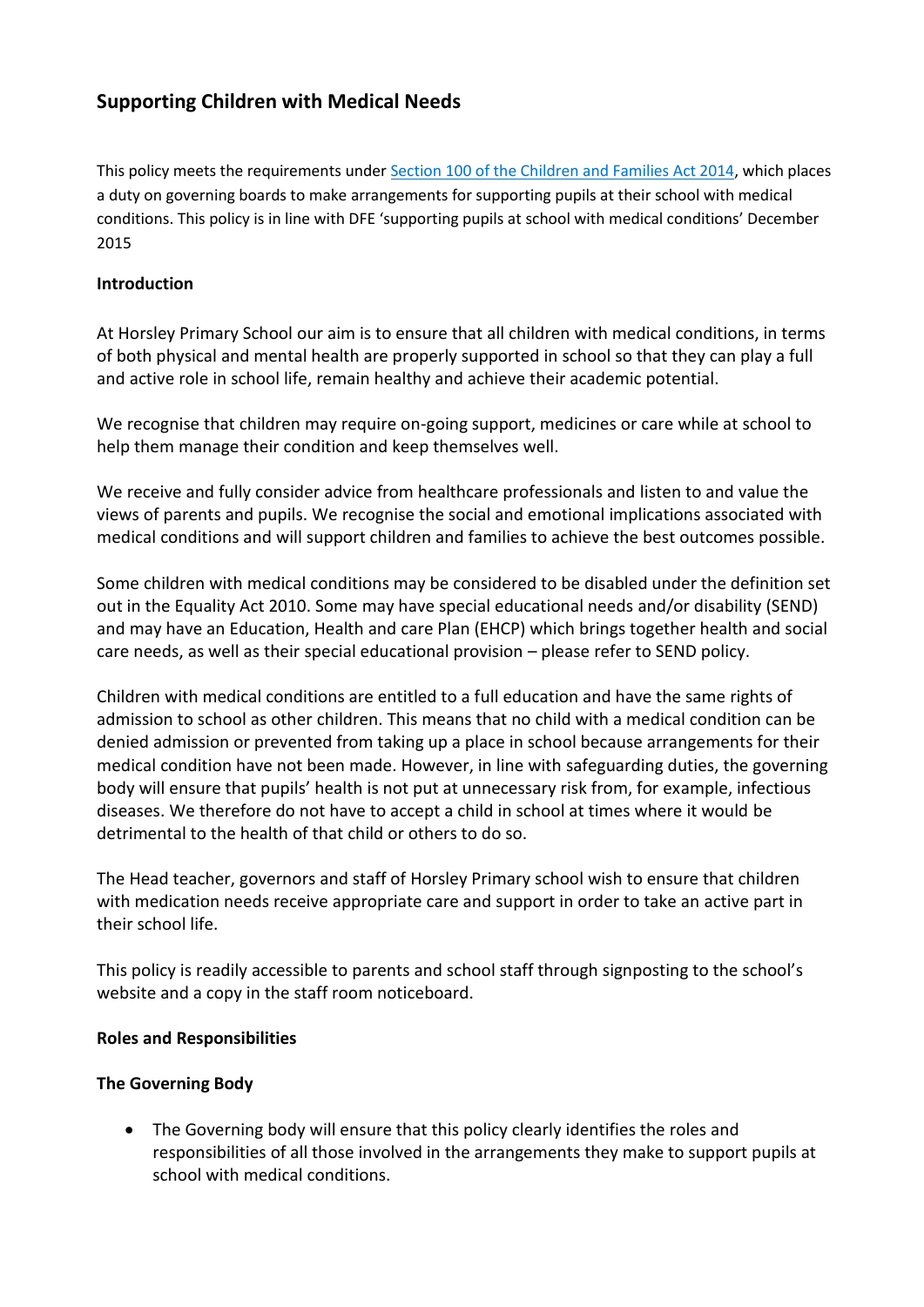## Supporting Children with Medical Needs

This policy meets the requirements under [Section 100 of the Children and Families Act 2014](), which places a duty on governing boards to make arrangements for supporting pupils at their school with medical conditions. This policy is in line with DFE 'supporting pupils at school with medical conditions' December 2015

**Introduction**

At Horsley Primary School our aim is to ensure that all children with medical conditions, in terms of both physical and mental health are properly supported in school so that they can play a full and active role in school life, remain healthy and achieve their academic potential.

We recognise that children may require on-going support, medicines or care while at school to help them manage their condition and keep themselves well.

We receive and fully consider advice from healthcare professionals and listen to and value the views of parents and pupils. We recognise the social and emotional implications associated with medical conditions and will support children and families to achieve the best outcomes possible.

Some children with medical conditions may be considered to be disabled under the definition set out in the Equality Act 2010. Some may have special educational needs and/or disability (SEND) and may have an Education, Health and care Plan (EHCP) which brings together health and social care needs, as well as their special educational provision – please refer to SEND policy.

Children with medical conditions are entitled to a full education and have the same rights of admission to school as other children. This means that no child with a medical condition can be denied admission or prevented from taking up a place in school because arrangements for their medical condition have not been made. However, in line with safeguarding duties, the governing body will ensure that pupils' health is not put at unnecessary risk from, for example, infectious diseases. We therefore do not have to accept a child in school at times where it would be detrimental to the health of that child or others to do so.

The Head teacher, governors and staff of Horsley Primary school wish to ensure that children with medication needs receive appropriate care and support in order to take an active part in their school life.

This policy is readily accessible to parents and school staff through signposting to the school's website and a copy in the staff room noticeboard.

**Roles and Responsibilities**

**The Governing Body**

- The Governing body will ensure that this policy clearly identifies the roles and responsibilities of all those involved in the arrangements they make to support pupils at school with medical conditions.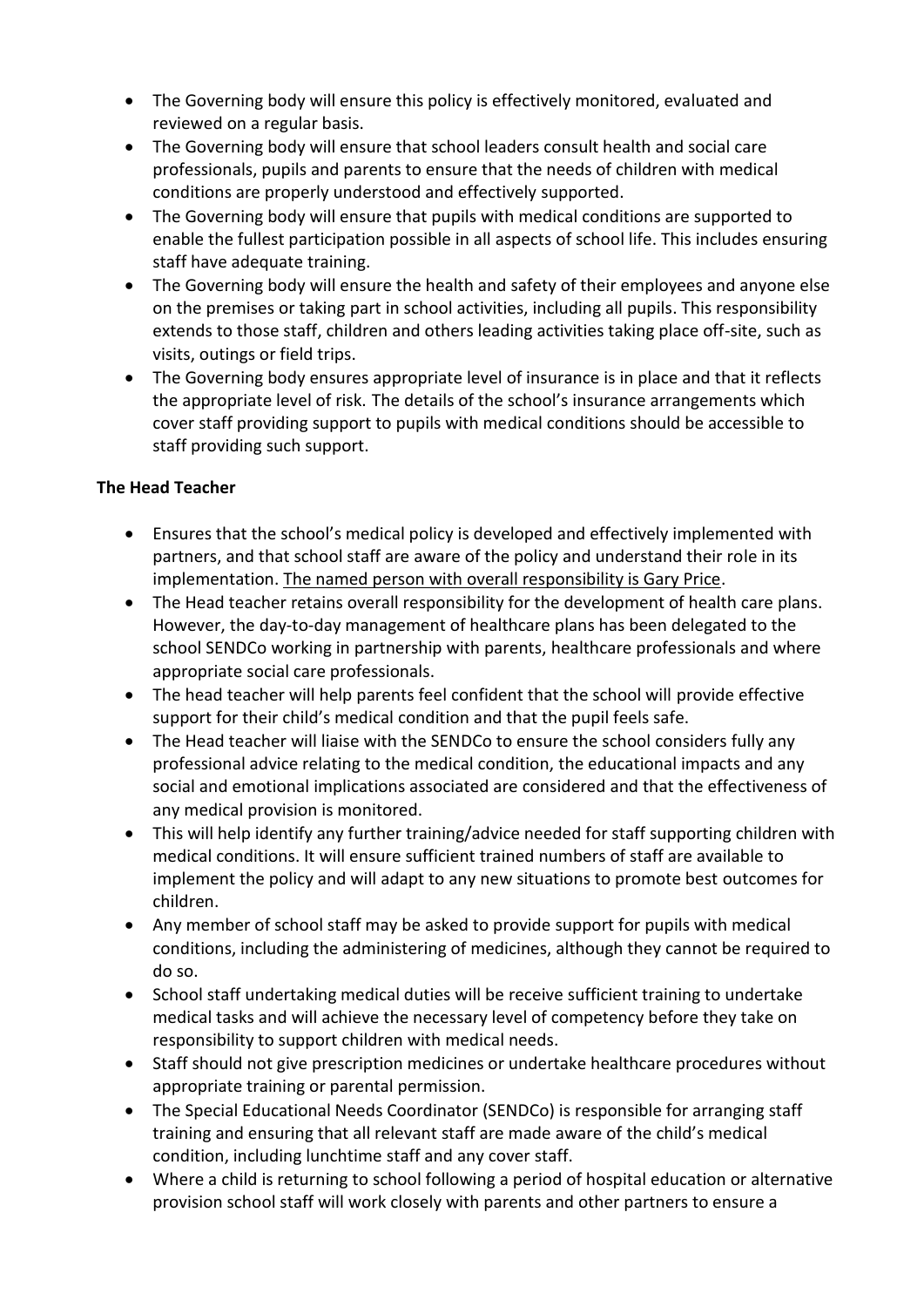- The Governing body will ensure this policy is effectively monitored, evaluated and reviewed on a regular basis.
- The Governing body will ensure that school leaders consult health and social care professionals, pupils and parents to ensure that the needs of children with medical conditions are properly understood and effectively supported.
- The Governing body will ensure that pupils with medical conditions are supported to enable the fullest participation possible in all aspects of school life. This includes ensuring staff have adequate training.
- The Governing body will ensure the health and safety of their employees and anyone else on the premises or taking part in school activities, including all pupils. This responsibility extends to those staff, children and others leading activities taking place off-site, such as visits, outings or field trips.
- The Governing body ensures appropriate level of insurance is in place and that it reflects the appropriate level of risk. The details of the school's insurance arrangements which cover staff providing support to pupils with medical conditions should be accessible to staff providing such support.

**The Head Teacher**

- Ensures that the school's medical policy is developed and effectively implemented with partners, and that school staff are aware of the policy and understand their role in its implementation. <u>The named person with overall responsibility is Gary Price</u>.
- The Head teacher retains overall responsibility for the development of health care plans. However, the day-to-day management of healthcare plans has been delegated to the school SENDCo working in partnership with parents, healthcare professionals and where appropriate social care professionals.
- The head teacher will help parents feel confident that the school will provide effective support for their child's medical condition and that the pupil feels safe.
- The Head teacher will liaise with the SENDCo to ensure the school considers fully any professional advice relating to the medical condition, the educational impacts and any social and emotional implications associated are considered and that the effectiveness of any medical provision is monitored.
- This will help identify any further training/advice needed for staff supporting children with medical conditions. It will ensure sufficient trained numbers of staff are available to implement the policy and will adapt to any new situations to promote best outcomes for children.
- Any member of school staff may be asked to provide support for pupils with medical conditions, including the administering of medicines, although they cannot be required to do so.
- School staff undertaking medical duties will be receive sufficient training to undertake medical tasks and will achieve the necessary level of competency before they take on responsibility to support children with medical needs.
- Staff should not give prescription medicines or undertake healthcare procedures without appropriate training or parental permission.
- The Special Educational Needs Coordinator (SENDCo) is responsible for arranging staff training and ensuring that all relevant staff are made aware of the child's medical condition, including lunchtime staff and any cover staff.
- Where a child is returning to school following a period of hospital education or alternative provision school staff will work closely with parents and other partners to ensure a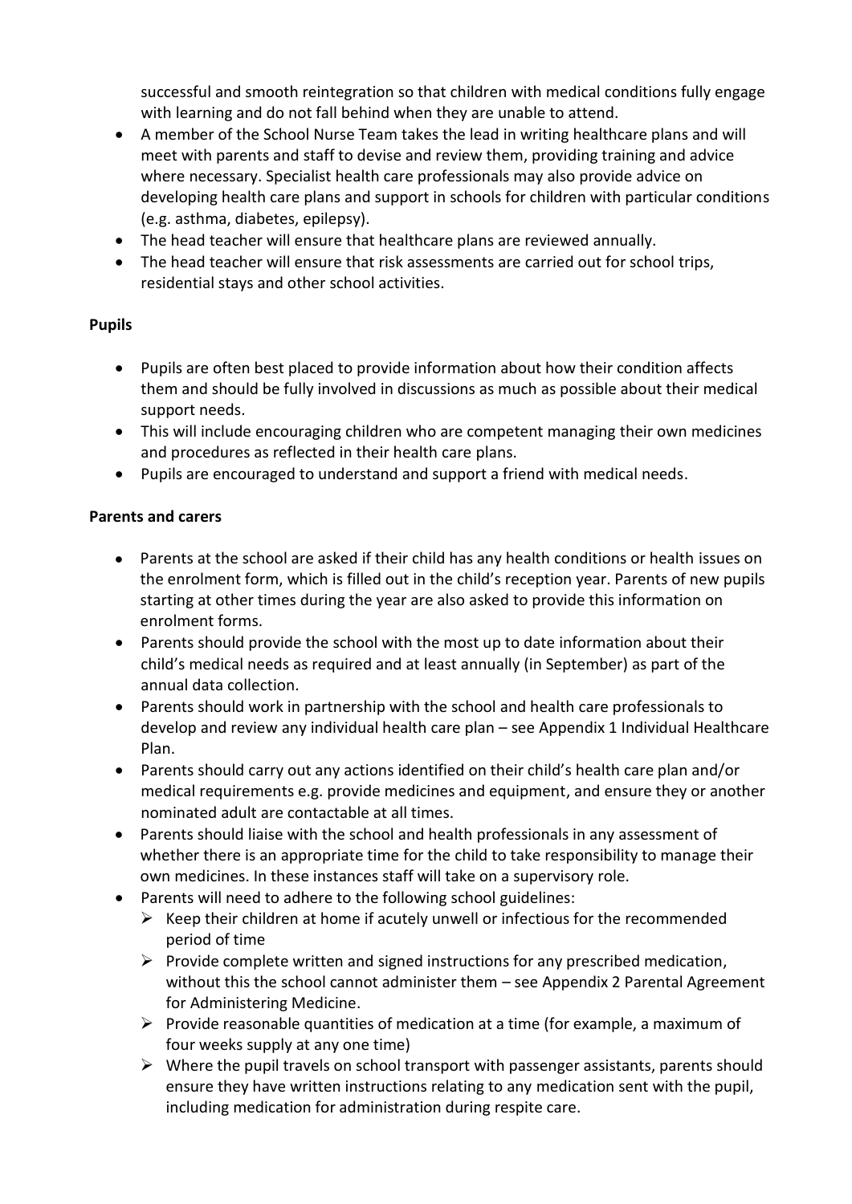successful and smooth reintegration so that children with medical conditions fully engage with learning and do not fall behind when they are unable to attend.

- A member of the School Nurse Team takes the lead in writing healthcare plans and will meet with parents and staff to devise and review them, providing training and advice where necessary. Specialist health care professionals may also provide advice on developing health care plans and support in schools for children with particular conditions (e.g. asthma, diabetes, epilepsy).
- The head teacher will ensure that healthcare plans are reviewed annually.
- The head teacher will ensure that risk assessments are carried out for school trips, residential stays and other school activities.

**Pupils**

- Pupils are often best placed to provide information about how their condition affects them and should be fully involved in discussions as much as possible about their medical support needs.
- This will include encouraging children who are competent managing their own medicines and procedures as reflected in their health care plans.
- Pupils are encouraged to understand and support a friend with medical needs.

**Parents and carers**

- Parents at the school are asked if their child has any health conditions or health issues on the enrolment form, which is filled out in the child's reception year. Parents of new pupils starting at other times during the year are also asked to provide this information on enrolment forms.
- Parents should provide the school with the most up to date information about their child's medical needs as required and at least annually (in September) as part of the annual data collection.
- Parents should work in partnership with the school and health care professionals to develop and review any individual health care plan – see Appendix 1 Individual Healthcare Plan.
- Parents should carry out any actions identified on their child's health care plan and/or medical requirements e.g. provide medicines and equipment, and ensure they or another nominated adult are contactable at all times.
- Parents should liaise with the school and health professionals in any assessment of whether there is an appropriate time for the child to take responsibility to manage their own medicines. In these instances staff will take on a supervisory role.
- Parents will need to adhere to the following school guidelines:
    - Keep their children at home if acutely unwell or infectious for the recommended period of time
    - Provide complete written and signed instructions for any prescribed medication, without this the school cannot administer them – see Appendix 2 Parental Agreement for Administering Medicine.
    - Provide reasonable quantities of medication at a time (for example, a maximum of four weeks supply at any one time)
    - Where the pupil travels on school transport with passenger assistants, parents should ensure they have written instructions relating to any medication sent with the pupil, including medication for administration during respite care.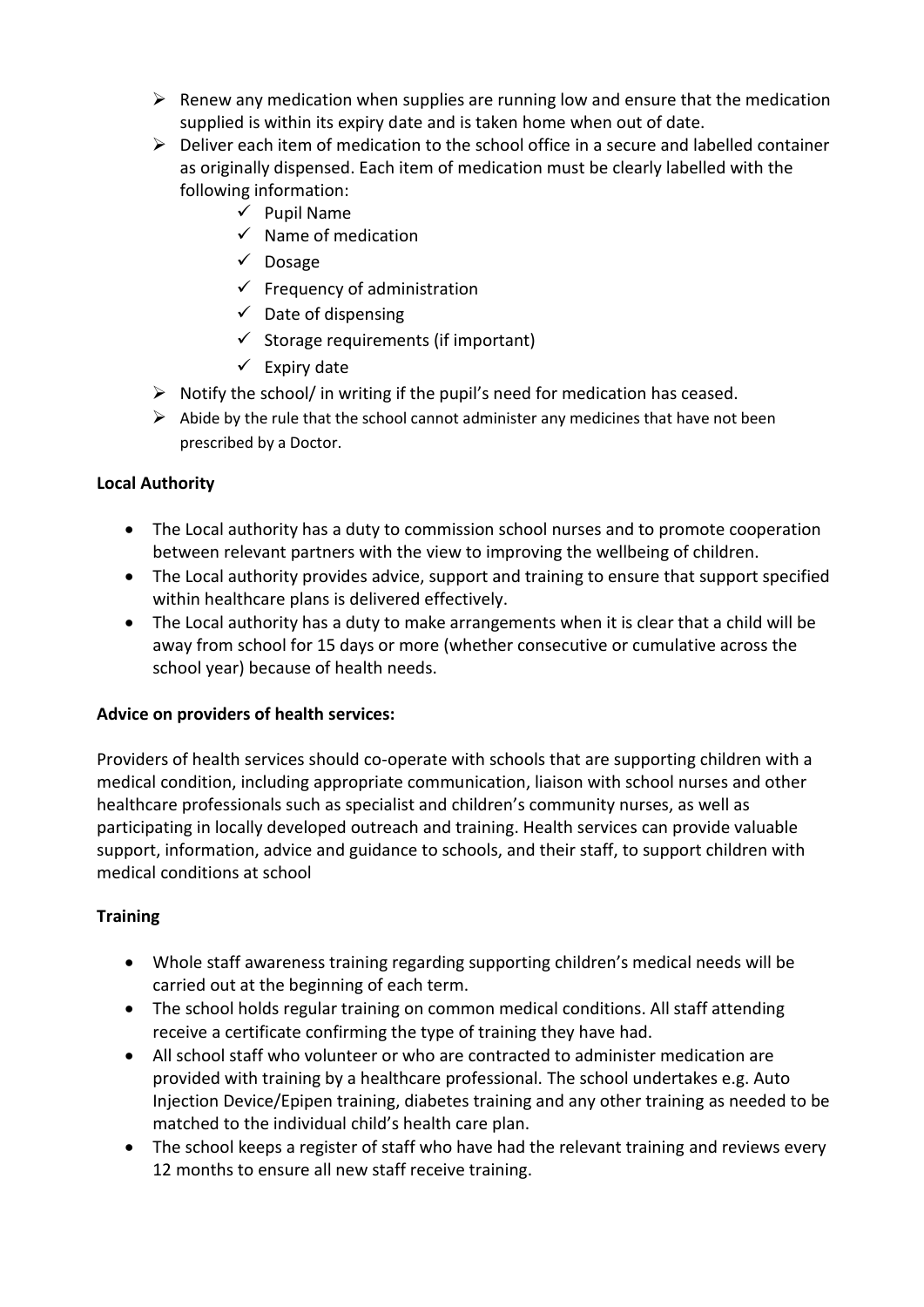- Renew any medication when supplies are running low and ensure that the medication supplied is within its expiry date and is taken home when out of date.
- Deliver each item of medication to the school office in a secure and labelled container as originally dispensed. Each item of medication must be clearly labelled with the following information:
  - ✓ Pupil Name
  - ✓ Name of medication
  - ✓ Dosage
  - ✓ Frequency of administration
  - ✓ Date of dispensing
  - ✓ Storage requirements (if important)
  - ✓ Expiry date
- Notify the school/ in writing if the pupil's need for medication has ceased.
- Abide by the rule that the school cannot administer any medicines that have not been prescribed by a Doctor.

**Local Authority**

- The Local authority has a duty to commission school nurses and to promote cooperation between relevant partners with the view to improving the wellbeing of children.
- The Local authority provides advice, support and training to ensure that support specified within healthcare plans is delivered effectively.
- The Local authority has a duty to make arrangements when it is clear that a child will be away from school for 15 days or more (whether consecutive or cumulative across the school year) because of health needs.

**Advice on providers of health services:**

Providers of health services should co-operate with schools that are supporting children with a medical condition, including appropriate communication, liaison with school nurses and other healthcare professionals such as specialist and children's community nurses, as well as participating in locally developed outreach and training. Health services can provide valuable support, information, advice and guidance to schools, and their staff, to support children with medical conditions at school

**Training**

- Whole staff awareness training regarding supporting children's medical needs will be carried out at the beginning of each term.
- The school holds regular training on common medical conditions. All staff attending receive a certificate confirming the type of training they have had.
- All school staff who volunteer or who are contracted to administer medication are provided with training by a healthcare professional. The school undertakes e.g. Auto Injection Device/Epipen training, diabetes training and any other training as needed to be matched to the individual child's health care plan.
- The school keeps a register of staff who have had the relevant training and reviews every 12 months to ensure all new staff receive training.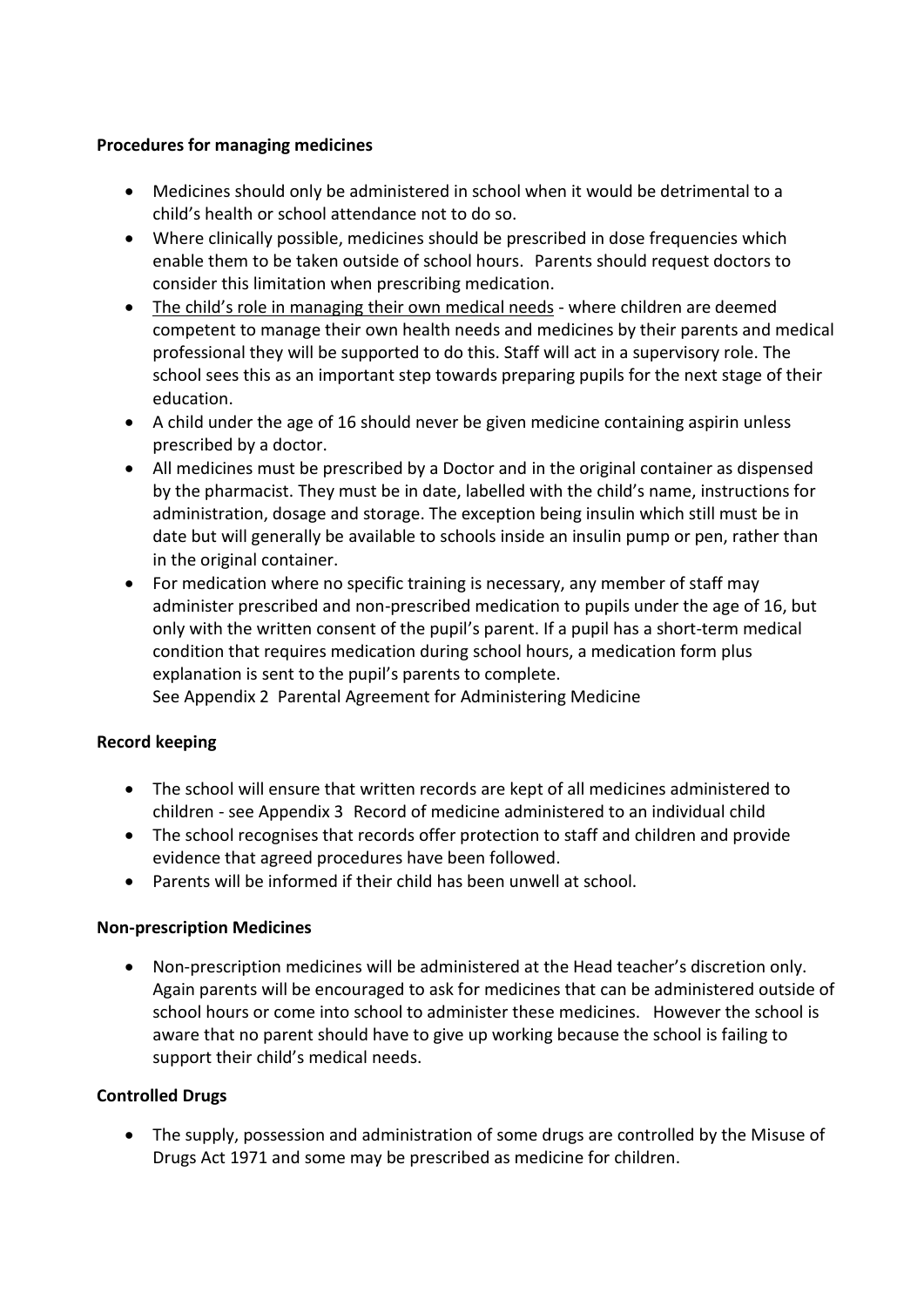**Procedures for managing medicines**

- Medicines should only be administered in school when it would be detrimental to a child's health or school attendance not to do so.
- Where clinically possible, medicines should be prescribed in dose frequencies which enable them to be taken outside of school hours. Parents should request doctors to consider this limitation when prescribing medication.
- The child's role in managing their own medical needs - where children are deemed competent to manage their own health needs and medicines by their parents and medical professional they will be supported to do this. Staff will act in a supervisory role. The school sees this as an important step towards preparing pupils for the next stage of their education.
- A child under the age of 16 should never be given medicine containing aspirin unless prescribed by a doctor.
- All medicines must be prescribed by a Doctor and in the original container as dispensed by the pharmacist. They must be in date, labelled with the child's name, instructions for administration, dosage and storage. The exception being insulin which still must be in date but will generally be available to schools inside an insulin pump or pen, rather than in the original container.
- For medication where no specific training is necessary, any member of staff may administer prescribed and non-prescribed medication to pupils under the age of 16, but only with the written consent of the pupil's parent. If a pupil has a short-term medical condition that requires medication during school hours, a medication form plus explanation is sent to the pupil's parents to complete.
  See Appendix 2 Parental Agreement for Administering Medicine

**Record keeping**

- The school will ensure that written records are kept of all medicines administered to children - see Appendix 3 Record of medicine administered to an individual child
- The school recognises that records offer protection to staff and children and provide evidence that agreed procedures have been followed.
- Parents will be informed if their child has been unwell at school.

**Non-prescription Medicines**

- Non-prescription medicines will be administered at the Head teacher's discretion only. Again parents will be encouraged to ask for medicines that can be administered outside of school hours or come into school to administer these medicines. However the school is aware that no parent should have to give up working because the school is failing to support their child's medical needs.

**Controlled Drugs**

- The supply, possession and administration of some drugs are controlled by the Misuse of Drugs Act 1971 and some may be prescribed as medicine for children.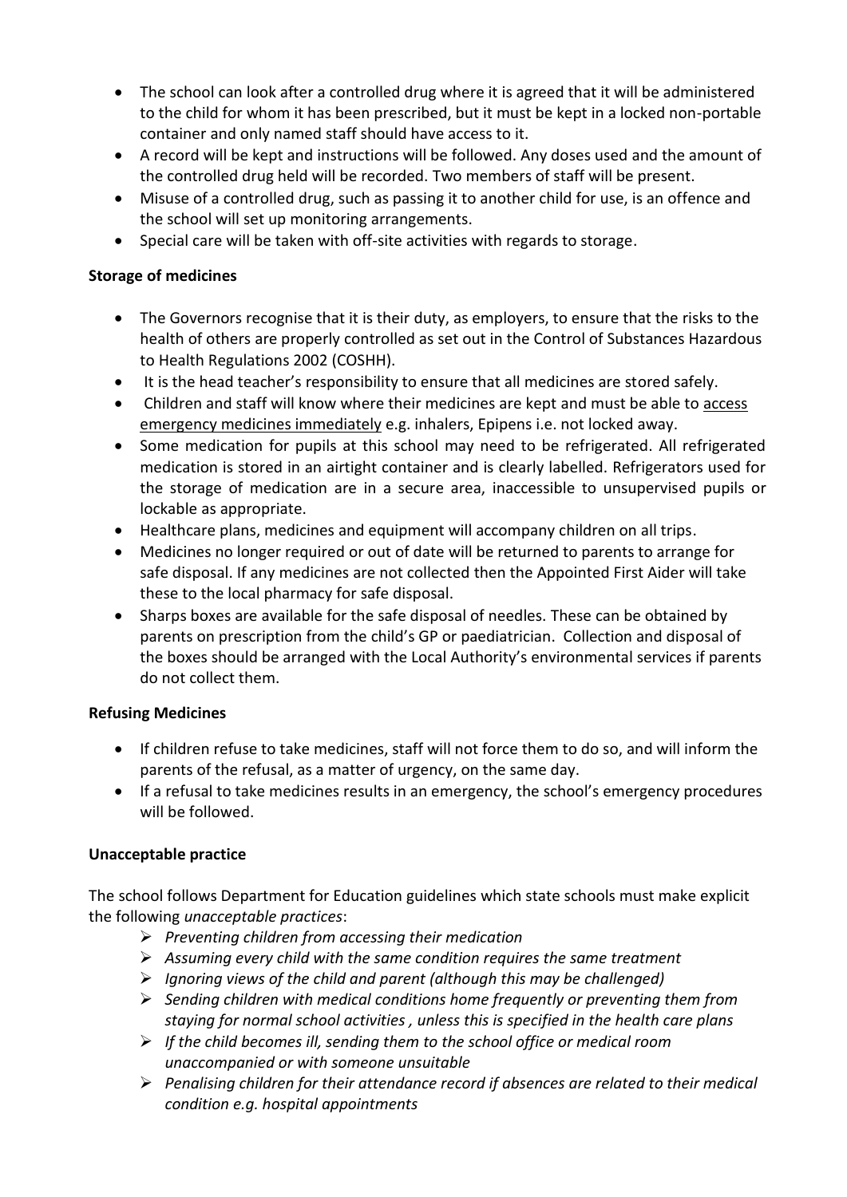- The school can look after a controlled drug where it is agreed that it will be administered to the child for whom it has been prescribed, but it must be kept in a locked non-portable container and only named staff should have access to it.
- A record will be kept and instructions will be followed. Any doses used and the amount of the controlled drug held will be recorded. Two members of staff will be present.
- Misuse of a controlled drug, such as passing it to another child for use, is an offence and the school will set up monitoring arrangements.
- Special care will be taken with off-site activities with regards to storage.

**Storage of medicines**

- The Governors recognise that it is their duty, as employers, to ensure that the risks to the health of others are properly controlled as set out in the Control of Substances Hazardous to Health Regulations 2002 (COSHH).
- It is the head teacher's responsibility to ensure that all medicines are stored safely.
- Children and staff will know where their medicines are kept and must be able to <u>access emergency medicines immediately</u> e.g. inhalers, Epipens i.e. not locked away.
- Some medication for pupils at this school may need to be refrigerated. All refrigerated medication is stored in an airtight container and is clearly labelled. Refrigerators used for the storage of medication are in a secure area, inaccessible to unsupervised pupils or lockable as appropriate.
- Healthcare plans, medicines and equipment will accompany children on all trips.
- Medicines no longer required or out of date will be returned to parents to arrange for safe disposal. If any medicines are not collected then the Appointed First Aider will take these to the local pharmacy for safe disposal.
- Sharps boxes are available for the safe disposal of needles. These can be obtained by parents on prescription from the child's GP or paediatrician. Collection and disposal of the boxes should be arranged with the Local Authority's environmental services if parents do not collect them.

**Refusing Medicines**

- If children refuse to take medicines, staff will not force them to do so, and will inform the parents of the refusal, as a matter of urgency, on the same day.
- If a refusal to take medicines results in an emergency, the school's emergency procedures will be followed.

**Unacceptable practice**

The school follows Department for Education guidelines which state schools must make explicit the following *unacceptable practices*:

- *Preventing children from accessing their medication*
- *Assuming every child with the same condition requires the same treatment*
- *Ignoring views of the child and parent (although this may be challenged)*
- *Sending children with medical conditions home frequently or preventing them from staying for normal school activities , unless this is specified in the health care plans*
- *If the child becomes ill, sending them to the school office or medical room unaccompanied or with someone unsuitable*
- *Penalising children for their attendance record if absences are related to their medical condition e.g. hospital appointments*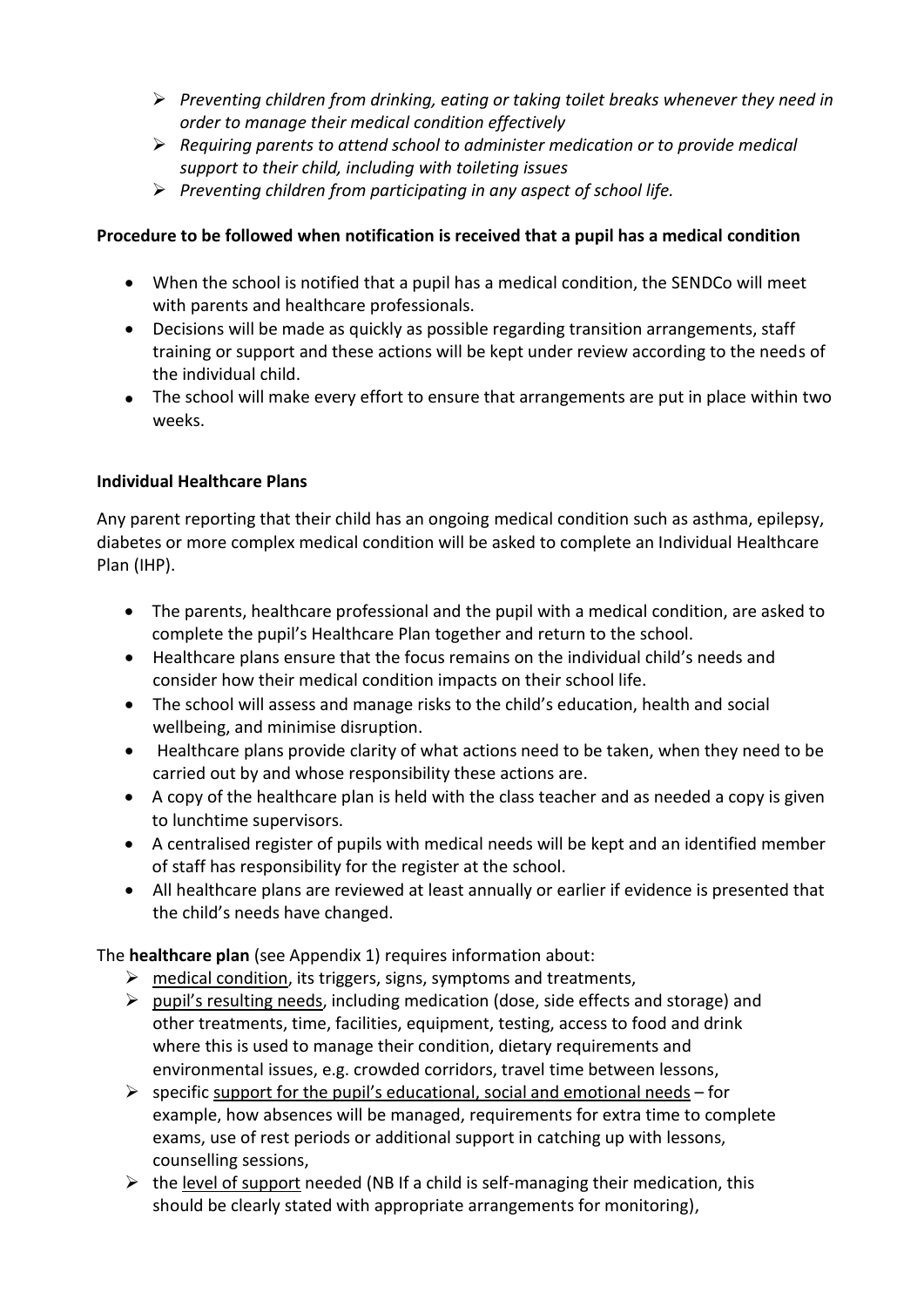- *Preventing children from drinking, eating or taking toilet breaks whenever they need in order to manage their medical condition effectively*
- *Requiring parents to attend school to administer medication or to provide medical support to their child, including with toileting issues*
- *Preventing children from participating in any aspect of school life.*

**Procedure to be followed when notification is received that a pupil has a medical condition**

- When the school is notified that a pupil has a medical condition, the SENDCo will meet with parents and healthcare professionals.
- Decisions will be made as quickly as possible regarding transition arrangements, staff training or support and these actions will be kept under review according to the needs of the individual child.
- The school will make every effort to ensure that arrangements are put in place within two weeks.

**Individual Healthcare Plans**

Any parent reporting that their child has an ongoing medical condition such as asthma, epilepsy, diabetes or more complex medical condition will be asked to complete an Individual Healthcare Plan (IHP).

- The parents, healthcare professional and the pupil with a medical condition, are asked to complete the pupil's Healthcare Plan together and return to the school.
- Healthcare plans ensure that the focus remains on the individual child's needs and consider how their medical condition impacts on their school life.
- The school will assess and manage risks to the child's education, health and social wellbeing, and minimise disruption.
- Healthcare plans provide clarity of what actions need to be taken, when they need to be carried out by and whose responsibility these actions are.
- A copy of the healthcare plan is held with the class teacher and as needed a copy is given to lunchtime supervisors.
- A centralised register of pupils with medical needs will be kept and an identified member of staff has responsibility for the register at the school.
- All healthcare plans are reviewed at least annually or earlier if evidence is presented that the child's needs have changed.

The **healthcare plan** (see Appendix 1) requires information about:

- <u>medical condition</u>, its triggers, signs, symptoms and treatments,
- <u>pupil's resulting needs</u>, including medication (dose, side effects and storage) and other treatments, time, facilities, equipment, testing, access to food and drink where this is used to manage their condition, dietary requirements and environmental issues, e.g. crowded corridors, travel time between lessons,
- specific <u>support for the pupil's educational, social and emotional needs</u> – for example, how absences will be managed, requirements for extra time to complete exams, use of rest periods or additional support in catching up with lessons, counselling sessions,
- the <u>level of support</u> needed (NB If a child is self-managing their medication, this should be clearly stated with appropriate arrangements for monitoring),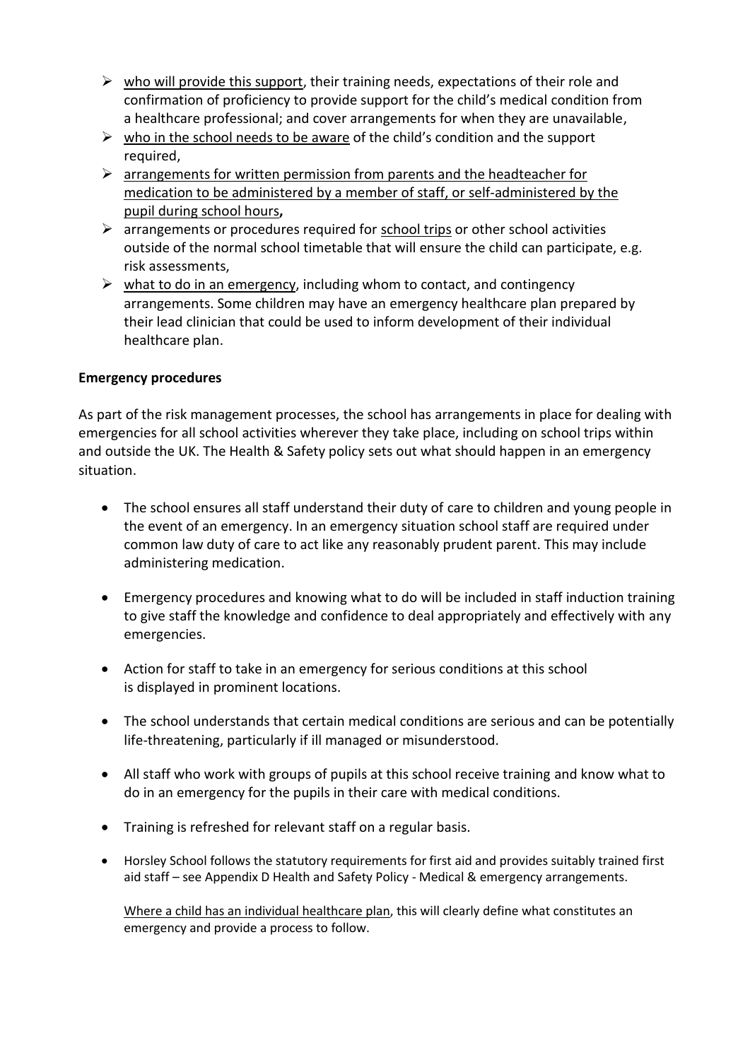- <u>who will provide this support</u>, their training needs, expectations of their role and confirmation of proficiency to provide support for the child's medical condition from a healthcare professional; and cover arrangements for when they are unavailable,
- <u>who in the school needs to be aware</u> of the child's condition and the support required,
- <u>arrangements for written permission from parents and the headteacher for medication to be administered by a member of staff, or self-administered by the pupil during school hours</u>**,**
- arrangements or procedures required for <u>school trips</u> or other school activities outside of the normal school timetable that will ensure the child can participate, e.g. risk assessments,
- <u>what to do in an emergency</u>, including whom to contact, and contingency arrangements. Some children may have an emergency healthcare plan prepared by their lead clinician that could be used to inform development of their individual healthcare plan.

**Emergency procedures**

As part of the risk management processes, the school has arrangements in place for dealing with emergencies for all school activities wherever they take place, including on school trips within and outside the UK. The Health & Safety policy sets out what should happen in an emergency situation.

- The school ensures all staff understand their duty of care to children and young people in the event of an emergency. In an emergency situation school staff are required under common law duty of care to act like any reasonably prudent parent. This may include administering medication.

- Emergency procedures and knowing what to do will be included in staff induction training to give staff the knowledge and confidence to deal appropriately and effectively with any emergencies.

- Action for staff to take in an emergency for serious conditions at this school is displayed in prominent locations.

- The school understands that certain medical conditions are serious and can be potentially life-threatening, particularly if ill managed or misunderstood.

- All staff who work with groups of pupils at this school receive training and know what to do in an emergency for the pupils in their care with medical conditions.

- Training is refreshed for relevant staff on a regular basis.

- Horsley School follows the statutory requirements for first aid and provides suitably trained first aid staff – see Appendix D Health and Safety Policy - Medical & emergency arrangements.

  <u>Where a child has an individual healthcare plan</u>, this will clearly define what constitutes an emergency and provide a process to follow.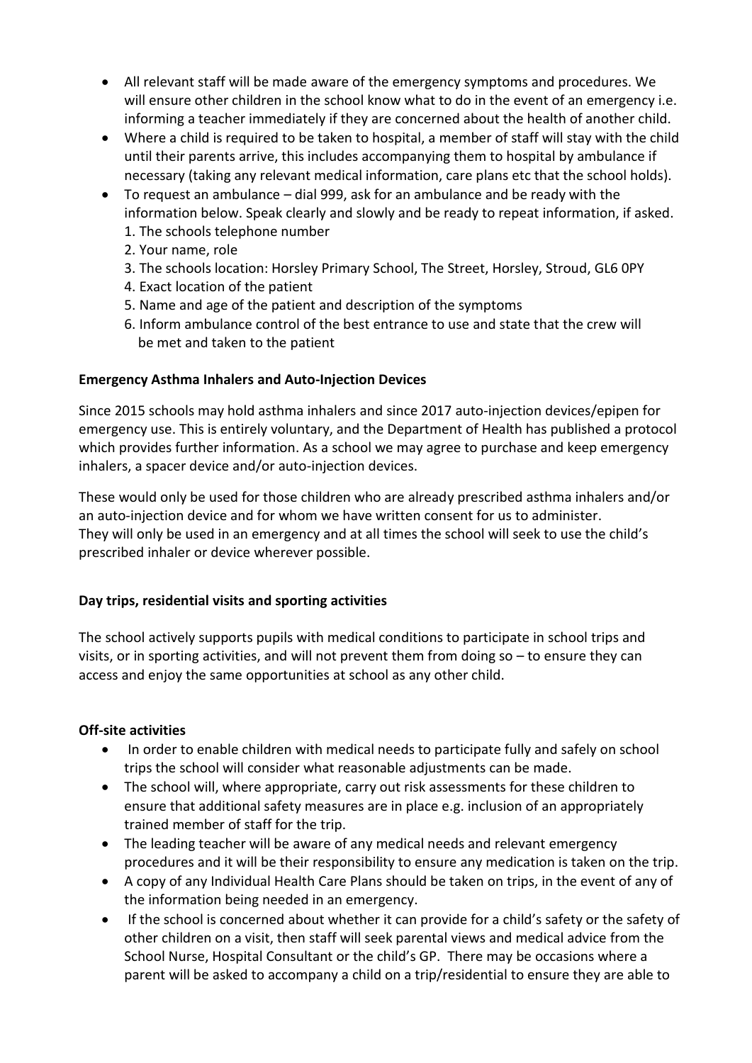- All relevant staff will be made aware of the emergency symptoms and procedures. We will ensure other children in the school know what to do in the event of an emergency i.e. informing a teacher immediately if they are concerned about the health of another child.
- Where a child is required to be taken to hospital, a member of staff will stay with the child until their parents arrive, this includes accompanying them to hospital by ambulance if necessary (taking any relevant medical information, care plans etc that the school holds).
- To request an ambulance – dial 999, ask for an ambulance and be ready with the information below. Speak clearly and slowly and be ready to repeat information, if asked.
  1. The schools telephone number
  2. Your name, role
  3. The schools location: Horsley Primary School, The Street, Horsley, Stroud, GL6 0PY
  4. Exact location of the patient
  5. Name and age of the patient and description of the symptoms
  6. Inform ambulance control of the best entrance to use and state that the crew will be met and taken to the patient

**Emergency Asthma Inhalers and Auto-Injection Devices**

Since 2015 schools may hold asthma inhalers and since 2017 auto-injection devices/epipen for emergency use. This is entirely voluntary, and the Department of Health has published a protocol which provides further information. As a school we may agree to purchase and keep emergency inhalers, a spacer device and/or auto-injection devices.

These would only be used for those children who are already prescribed asthma inhalers and/or an auto-injection device and for whom we have written consent for us to administer. They will only be used in an emergency and at all times the school will seek to use the child's prescribed inhaler or device wherever possible.

**Day trips, residential visits and sporting activities**

The school actively supports pupils with medical conditions to participate in school trips and visits, or in sporting activities, and will not prevent them from doing so – to ensure they can access and enjoy the same opportunities at school as any other child.

**Off-site activities**

- In order to enable children with medical needs to participate fully and safely on school trips the school will consider what reasonable adjustments can be made.
- The school will, where appropriate, carry out risk assessments for these children to ensure that additional safety measures are in place e.g. inclusion of an appropriately trained member of staff for the trip.
- The leading teacher will be aware of any medical needs and relevant emergency procedures and it will be their responsibility to ensure any medication is taken on the trip.
- A copy of any Individual Health Care Plans should be taken on trips, in the event of any of the information being needed in an emergency.
- If the school is concerned about whether it can provide for a child's safety or the safety of other children on a visit, then staff will seek parental views and medical advice from the School Nurse, Hospital Consultant or the child's GP. There may be occasions where a parent will be asked to accompany a child on a trip/residential to ensure they are able to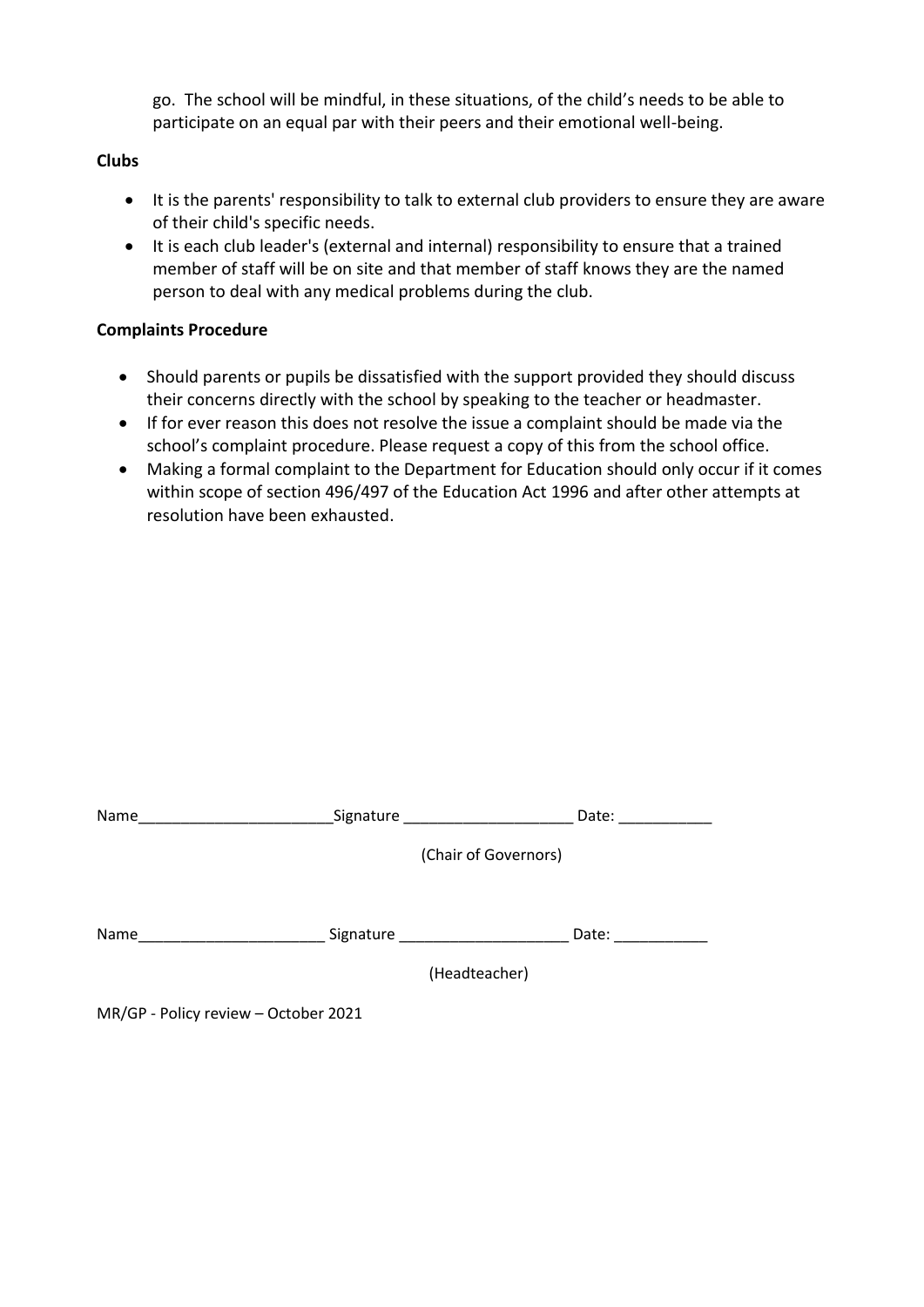go. The school will be mindful, in these situations, of the child's needs to be able to participate on an equal par with their peers and their emotional well-being.

**Clubs**

- It is the parents' responsibility to talk to external club providers to ensure they are aware of their child's specific needs.
- It is each club leader's (external and internal) responsibility to ensure that a trained member of staff will be on site and that member of staff knows they are the named person to deal with any medical problems during the club.

**Complaints Procedure**

- Should parents or pupils be dissatisfied with the support provided they should discuss their concerns directly with the school by speaking to the teacher or headmaster.
- If for ever reason this does not resolve the issue a complaint should be made via the school's complaint procedure. Please request a copy of this from the school office.
- Making a formal complaint to the Department for Education should only occur if it comes within scope of section 496/497 of the Education Act 1996 and after other attempts at resolution have been exhausted.

Name______________________Signature ___________________ Date: ___________

(Chair of Governors)

Name_____________________ Signature ____________________ Date: ___________

(Headteacher)

MR/GP - Policy review – October 2021